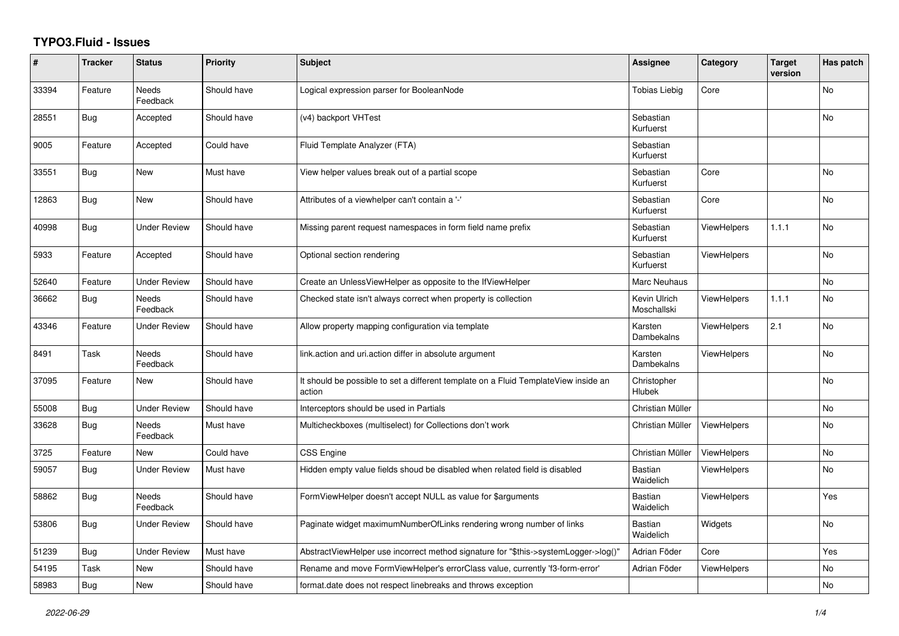# TYPO3.Fluid - Issues

| # | Tracker | Status | Priority | Subject | Assignee | Category | Target version | Has patch |
|---|---|---|---|---|---|---|---|---|
| 33394 | Feature | Needs Feedback | Should have | Logical expression parser for BooleanNode | Tobias Liebig | Core | | No |
| 28551 | Bug | Accepted | Should have | (v4) backport VHTest | Sebastian Kurfuerst | | | No |
| 9005 | Feature | Accepted | Could have | Fluid Template Analyzer (FTA) | Sebastian Kurfuerst | | | |
| 33551 | Bug | New | Must have | View helper values break out of a partial scope | Sebastian Kurfuerst | Core | | No |
| 12863 | Bug | New | Should have | Attributes of a viewhelper can't contain a '-' | Sebastian Kurfuerst | Core | | No |
| 40998 | Bug | Under Review | Should have | Missing parent request namespaces in form field name prefix | Sebastian Kurfuerst | ViewHelpers | 1.1.1 | No |
| 5933 | Feature | Accepted | Should have | Optional section rendering | Sebastian Kurfuerst | ViewHelpers | | No |
| 52640 | Feature | Under Review | Should have | Create an UnlessViewHelper as opposite to the IfViewHelper | Marc Neuhaus | | | No |
| 36662 | Bug | Needs Feedback | Should have | Checked state isn't always correct when property is collection | Kevin Ulrich Moschallski | ViewHelpers | 1.1.1 | No |
| 43346 | Feature | Under Review | Should have | Allow property mapping configuration via template | Karsten Dambekalns | ViewHelpers | 2.1 | No |
| 8491 | Task | Needs Feedback | Should have | link.action and uri.action differ in absolute argument | Karsten Dambekalns | ViewHelpers | | No |
| 37095 | Feature | New | Should have | It should be possible to set a different template on a Fluid TemplateView inside an action | Christopher Hlubek | | | No |
| 55008 | Bug | Under Review | Should have | Interceptors should be used in Partials | Christian Müller | | | No |
| 33628 | Bug | Needs Feedback | Must have | Multicheckboxes (multiselect) for Collections don't work | Christian Müller | ViewHelpers | | No |
| 3725 | Feature | New | Could have | CSS Engine | Christian Müller | ViewHelpers | | No |
| 59057 | Bug | Under Review | Must have | Hidden empty value fields shoud be disabled when related field is disabled | Bastian Waidelich | ViewHelpers | | No |
| 58862 | Bug | Needs Feedback | Should have | FormViewHelper doesn't accept NULL as value for $arguments | Bastian Waidelich | ViewHelpers | | Yes |
| 53806 | Bug | Under Review | Should have | Paginate widget maximumNumberOfLinks rendering wrong number of links | Bastian Waidelich | Widgets | | No |
| 51239 | Bug | Under Review | Must have | AbstractViewHelper use incorrect method signature for "$this->systemLogger->log()" | Adrian Föder | Core | | Yes |
| 54195 | Task | New | Should have | Rename and move FormViewHelper's errorClass value, currently 'f3-form-error' | Adrian Föder | ViewHelpers | | No |
| 58983 | Bug | New | Should have | format.date does not respect linebreaks and throws exception | | | | No |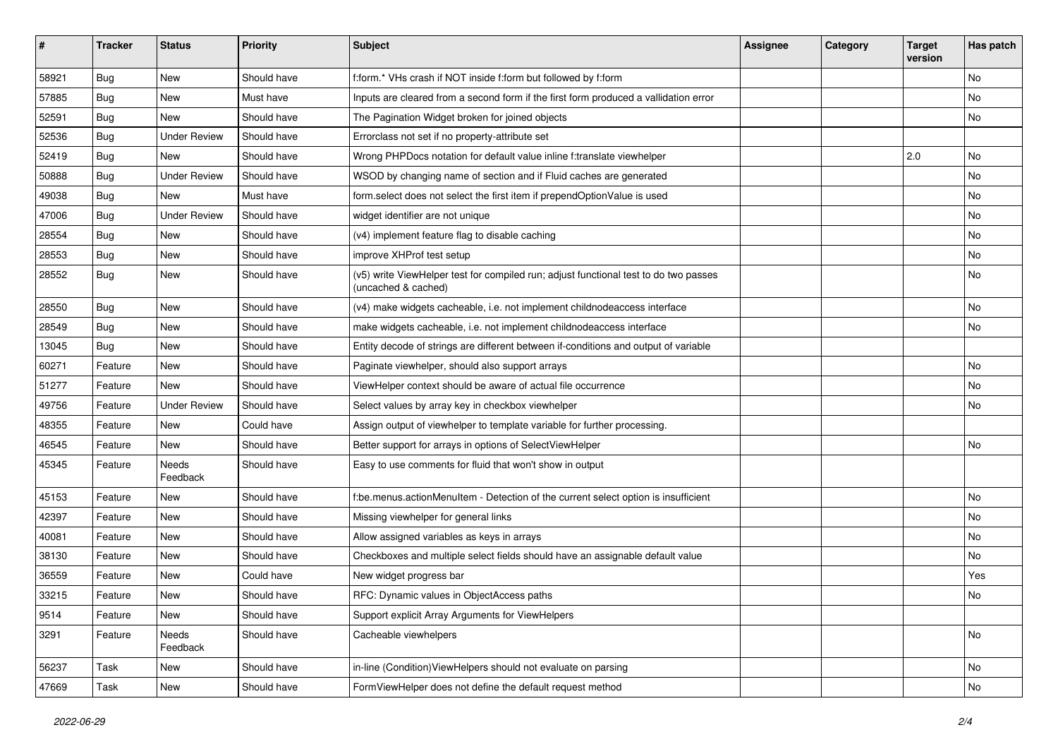| # | Tracker | Status | Priority | Subject | Assignee | Category | Target version | Has patch |
|---|---|---|---|---|---|---|---|---|
| 58921 | Bug | New | Should have | f:form.* VHs crash if NOT inside f:form but followed by f:form | | | | No |
| 57885 | Bug | New | Must have | Inputs are cleared from a second form if the first form produced a vallidation error | | | | No |
| 52591 | Bug | New | Should have | The Pagination Widget broken for joined objects | | | | No |
| 52536 | Bug | Under Review | Should have | Errorclass not set if no property-attribute set | | | | |
| 52419 | Bug | New | Should have | Wrong PHPDocs notation for default value inline f:translate viewhelper | | | 2.0 | No |
| 50888 | Bug | Under Review | Should have | WSOD by changing name of section and if Fluid caches are generated | | | | No |
| 49038 | Bug | New | Must have | form.select does not select the first item if prependOptionValue is used | | | | No |
| 47006 | Bug | Under Review | Should have | widget identifier are not unique | | | | No |
| 28554 | Bug | New | Should have | (v4) implement feature flag to disable caching | | | | No |
| 28553 | Bug | New | Should have | improve XHProf test setup | | | | No |
| 28552 | Bug | New | Should have | (v5) write ViewHelper test for compiled run; adjust functional test to do two passes (uncached & cached) | | | | No |
| 28550 | Bug | New | Should have | (v4) make widgets cacheable, i.e. not implement childnodeaccess interface | | | | No |
| 28549 | Bug | New | Should have | make widgets cacheable, i.e. not implement childnodeaccess interface | | | | No |
| 13045 | Bug | New | Should have | Entity decode of strings are different between if-conditions and output of variable | | | | |
| 60271 | Feature | New | Should have | Paginate viewhelper, should also support arrays | | | | No |
| 51277 | Feature | New | Should have | ViewHelper context should be aware of actual file occurrence | | | | No |
| 49756 | Feature | Under Review | Should have | Select values by array key in checkbox viewhelper | | | | No |
| 48355 | Feature | New | Could have | Assign output of viewhelper to template variable for further processing. | | | | |
| 46545 | Feature | New | Should have | Better support for arrays in options of SelectViewHelper | | | | No |
| 45345 | Feature | Needs Feedback | Should have | Easy to use comments for fluid that won't show in output | | | | |
| 45153 | Feature | New | Should have | f:be.menus.actionMenuItem - Detection of the current select option is insufficient | | | | No |
| 42397 | Feature | New | Should have | Missing viewhelper for general links | | | | No |
| 40081 | Feature | New | Should have | Allow assigned variables as keys in arrays | | | | No |
| 38130 | Feature | New | Should have | Checkboxes and multiple select fields should have an assignable default value | | | | No |
| 36559 | Feature | New | Could have | New widget progress bar | | | | Yes |
| 33215 | Feature | New | Should have | RFC: Dynamic values in ObjectAccess paths | | | | No |
| 9514 | Feature | New | Should have | Support explicit Array Arguments for ViewHelpers | | | | |
| 3291 | Feature | Needs Feedback | Should have | Cacheable viewhelpers | | | | No |
| 56237 | Task | New | Should have | in-line (Condition)ViewHelpers should not evaluate on parsing | | | | No |
| 47669 | Task | New | Should have | FormViewHelper does not define the default request method | | | | No |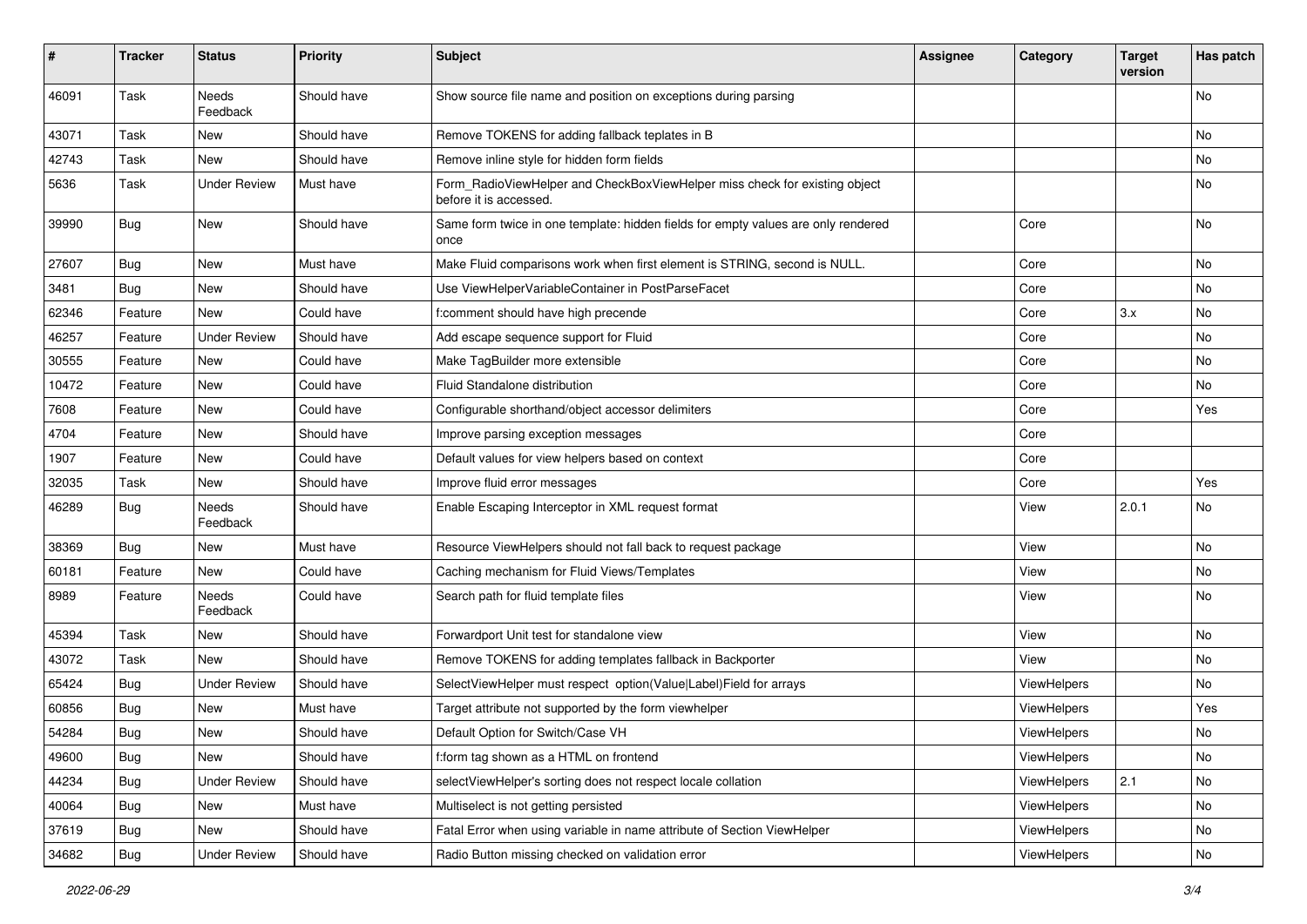| # | Tracker | Status | Priority | Subject | Assignee | Category | Target version | Has patch |
|---|---|---|---|---|---|---|---|---|
| 46091 | Task | Needs Feedback | Should have | Show source file name and position on exceptions during parsing | | | | No |
| 43071 | Task | New | Should have | Remove TOKENS for adding fallback teplates in B | | | | No |
| 42743 | Task | New | Should have | Remove inline style for hidden form fields | | | | No |
| 5636 | Task | Under Review | Must have | Form_RadioViewHelper and CheckBoxViewHelper miss check for existing object before it is accessed. | | | | No |
| 39990 | Bug | New | Should have | Same form twice in one template: hidden fields for empty values are only rendered once | | Core | | No |
| 27607 | Bug | New | Must have | Make Fluid comparisons work when first element is STRING, second is NULL. | | Core | | No |
| 3481 | Bug | New | Should have | Use ViewHelperVariableContainer in PostParseFacet | | Core | | No |
| 62346 | Feature | New | Could have | f:comment should have high precende | | Core | 3.x | No |
| 46257 | Feature | Under Review | Should have | Add escape sequence support for Fluid | | Core | | No |
| 30555 | Feature | New | Could have | Make TagBuilder more extensible | | Core | | No |
| 10472 | Feature | New | Could have | Fluid Standalone distribution | | Core | | No |
| 7608 | Feature | New | Could have | Configurable shorthand/object accessor delimiters | | Core | | Yes |
| 4704 | Feature | New | Should have | Improve parsing exception messages | | Core | | |
| 1907 | Feature | New | Could have | Default values for view helpers based on context | | Core | | |
| 32035 | Task | New | Should have | Improve fluid error messages | | Core | | Yes |
| 46289 | Bug | Needs Feedback | Should have | Enable Escaping Interceptor in XML request format | | View | 2.0.1 | No |
| 38369 | Bug | New | Must have | Resource ViewHelpers should not fall back to request package | | View | | No |
| 60181 | Feature | New | Could have | Caching mechanism for Fluid Views/Templates | | View | | No |
| 8989 | Feature | Needs Feedback | Could have | Search path for fluid template files | | View | | No |
| 45394 | Task | New | Should have | Forwardport Unit test for standalone view | | View | | No |
| 43072 | Task | New | Should have | Remove TOKENS for adding templates fallback in Backporter | | View | | No |
| 65424 | Bug | Under Review | Should have | SelectViewHelper must respect option(Value\|Label)Field for arrays | | ViewHelpers | | No |
| 60856 | Bug | New | Must have | Target attribute not supported by the form viewhelper | | ViewHelpers | | Yes |
| 54284 | Bug | New | Should have | Default Option for Switch/Case VH | | ViewHelpers | | No |
| 49600 | Bug | New | Should have | f:form tag shown as a HTML on frontend | | ViewHelpers | | No |
| 44234 | Bug | Under Review | Should have | selectViewHelper's sorting does not respect locale collation | | ViewHelpers | 2.1 | No |
| 40064 | Bug | New | Must have | Multiselect is not getting persisted | | ViewHelpers | | No |
| 37619 | Bug | New | Should have | Fatal Error when using variable in name attribute of Section ViewHelper | | ViewHelpers | | No |
| 34682 | Bug | Under Review | Should have | Radio Button missing checked on validation error | | ViewHelpers | | No |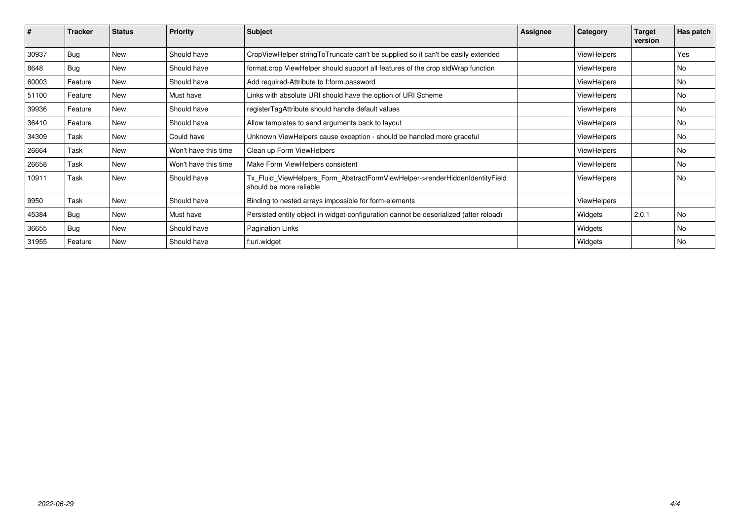| # | Tracker | Status | Priority | Subject | Assignee | Category | Target version | Has patch |
|---|---|---|---|---|---|---|---|---|
| 30937 | Bug | New | Should have | CropViewHelper stringToTruncate can't be supplied so it can't be easily extended | | ViewHelpers | | Yes |
| 8648 | Bug | New | Should have | format.crop ViewHelper should support all features of the crop stdWrap function | | ViewHelpers | | No |
| 60003 | Feature | New | Should have | Add required-Attribute to f:form.password | | ViewHelpers | | No |
| 51100 | Feature | New | Must have | Links with absolute URI should have the option of URI Scheme | | ViewHelpers | | No |
| 39936 | Feature | New | Should have | registerTagAttribute should handle default values | | ViewHelpers | | No |
| 36410 | Feature | New | Should have | Allow templates to send arguments back to layout | | ViewHelpers | | No |
| 34309 | Task | New | Could have | Unknown ViewHelpers cause exception - should be handled more graceful | | ViewHelpers | | No |
| 26664 | Task | New | Won't have this time | Clean up Form ViewHelpers | | ViewHelpers | | No |
| 26658 | Task | New | Won't have this time | Make Form ViewHelpers consistent | | ViewHelpers | | No |
| 10911 | Task | New | Should have | Tx_Fluid_ViewHelpers_Form_AbstractFormViewHelper->renderHiddenIdentityField should be more reliable | | ViewHelpers | | No |
| 9950 | Task | New | Should have | Binding to nested arrays impossible for form-elements | | ViewHelpers | | |
| 45384 | Bug | New | Must have | Persisted entity object in widget-configuration cannot be deserialized (after reload) | | Widgets | 2.0.1 | No |
| 36655 | Bug | New | Should have | Pagination Links | | Widgets | | No |
| 31955 | Feature | New | Should have | f:uri.widget | | Widgets | | No |